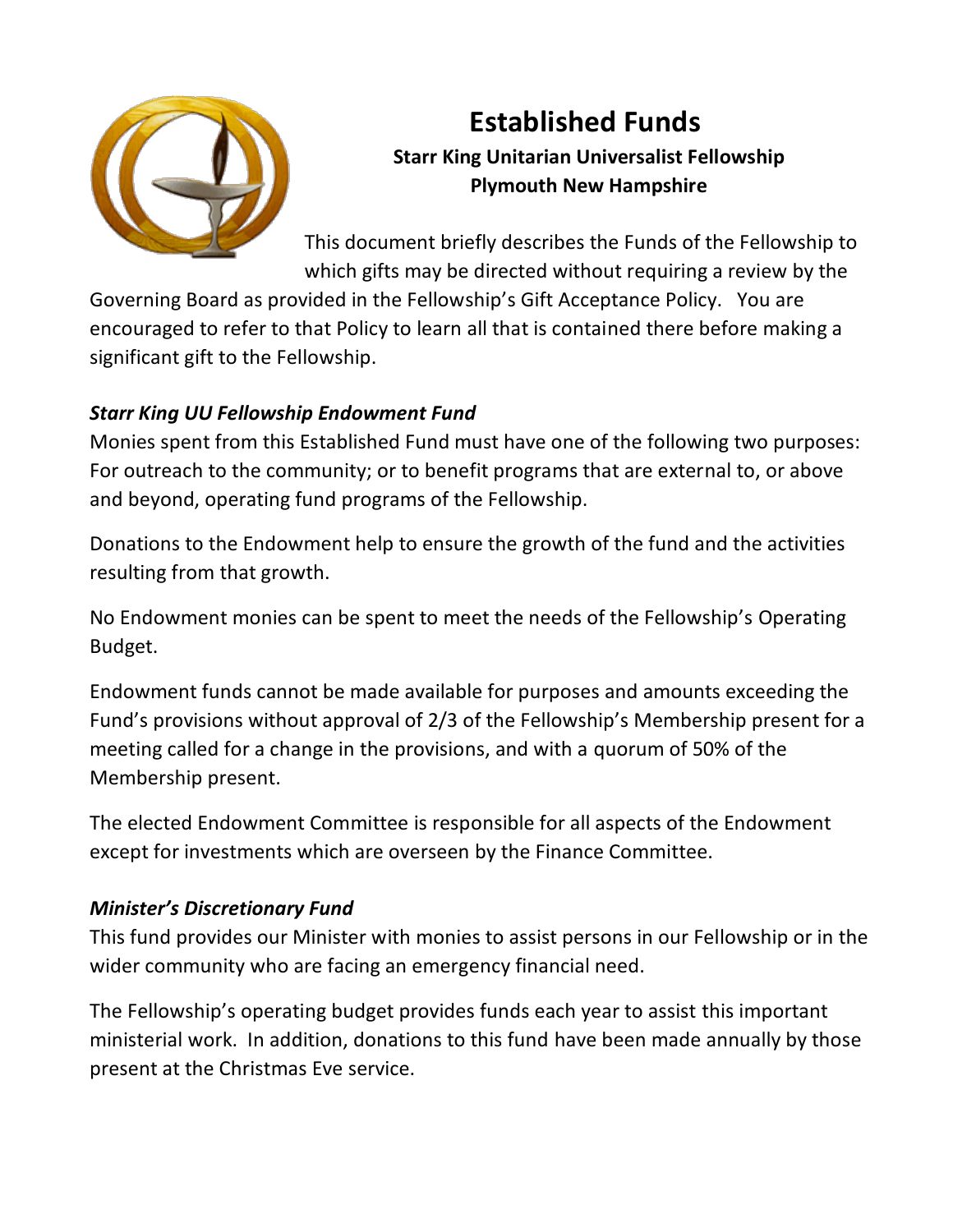# Established Funds

**Starr King Unitarian Universalist Fellowship**
**Plymouth New Hampshire**

This document briefly describes the Funds of the Fellowship to which gifts may be directed without requiring a review by the Governing Board as provided in the Fellowship's Gift Acceptance Policy. You are encouraged to refer to that Policy to learn all that is contained there before making a significant gift to the Fellowship.

### *Starr King UU Fellowship Endowment Fund*

Monies spent from this Established Fund must have one of the following two purposes: For outreach to the community; or to benefit programs that are external to, or above and beyond, operating fund programs of the Fellowship.

Donations to the Endowment help to ensure the growth of the fund and the activities resulting from that growth.

No Endowment monies can be spent to meet the needs of the Fellowship's Operating Budget.

Endowment funds cannot be made available for purposes and amounts exceeding the Fund's provisions without approval of 2/3 of the Fellowship's Membership present for a meeting called for a change in the provisions, and with a quorum of 50% of the Membership present.

The elected Endowment Committee is responsible for all aspects of the Endowment except for investments which are overseen by the Finance Committee.

### *Minister's Discretionary Fund*

This fund provides our Minister with monies to assist persons in our Fellowship or in the wider community who are facing an emergency financial need.

The Fellowship's operating budget provides funds each year to assist this important ministerial work. In addition, donations to this fund have been made annually by those present at the Christmas Eve service.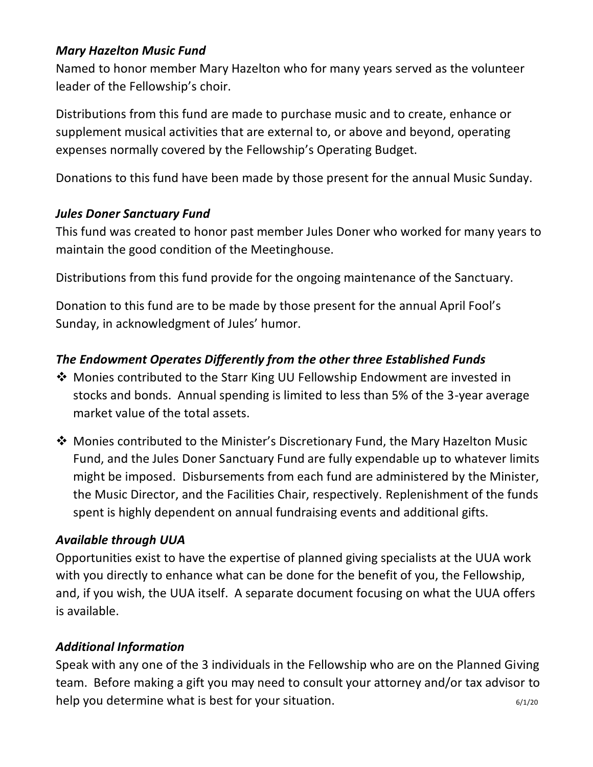### *Mary Hazelton Music Fund*

Named to honor member Mary Hazelton who for many years served as the volunteer leader of the Fellowship's choir.

Distributions from this fund are made to purchase music and to create, enhance or supplement musical activities that are external to, or above and beyond, operating expenses normally covered by the Fellowship's Operating Budget.

Donations to this fund have been made by those present for the annual Music Sunday.

### *Jules Doner Sanctuary Fund*

This fund was created to honor past member Jules Doner who worked for many years to maintain the good condition of the Meetinghouse.

Distributions from this fund provide for the ongoing maintenance of the Sanctuary.

Donation to this fund are to be made by those present for the annual April Fool's Sunday, in acknowledgment of Jules' humor.

### *The Endowment Operates Differently from the other three Established Funds*

- ❖ Monies contributed to the Starr King UU Fellowship Endowment are invested in stocks and bonds. Annual spending is limited to less than 5% of the 3-year average market value of the total assets.
- ❖ Monies contributed to the Minister's Discretionary Fund, the Mary Hazelton Music Fund, and the Jules Doner Sanctuary Fund are fully expendable up to whatever limits might be imposed. Disbursements from each fund are administered by the Minister, the Music Director, and the Facilities Chair, respectively. Replenishment of the funds spent is highly dependent on annual fundraising events and additional gifts.

### *Available through UUA*

Opportunities exist to have the expertise of planned giving specialists at the UUA work with you directly to enhance what can be done for the benefit of you, the Fellowship, and, if you wish, the UUA itself. A separate document focusing on what the UUA offers is available.

### *Additional Information*

Speak with any one of the 3 individuals in the Fellowship who are on the Planned Giving team. Before making a gift you may need to consult your attorney and/or tax advisor to help you determine what is best for your situation.

6/1/20